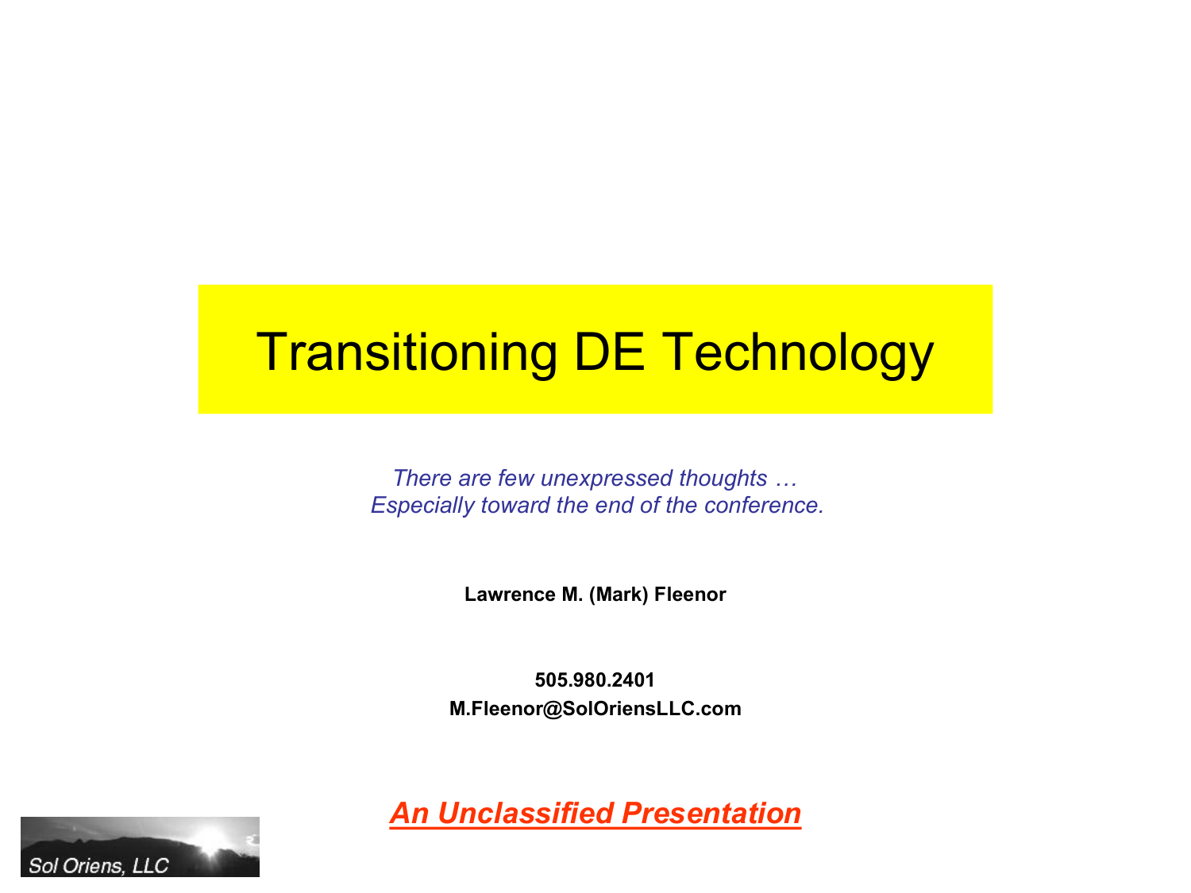# Transitioning DE Technology

*There are few unexpressed thoughts …*
*Especially toward the end of the conference.*

**Lawrence M. (Mark) Fleenor**

**505.980.2401**
**M.Fleenor@SolOriensLLC.com**

***An Unclassified Presentation***

Sol Oriens, LLC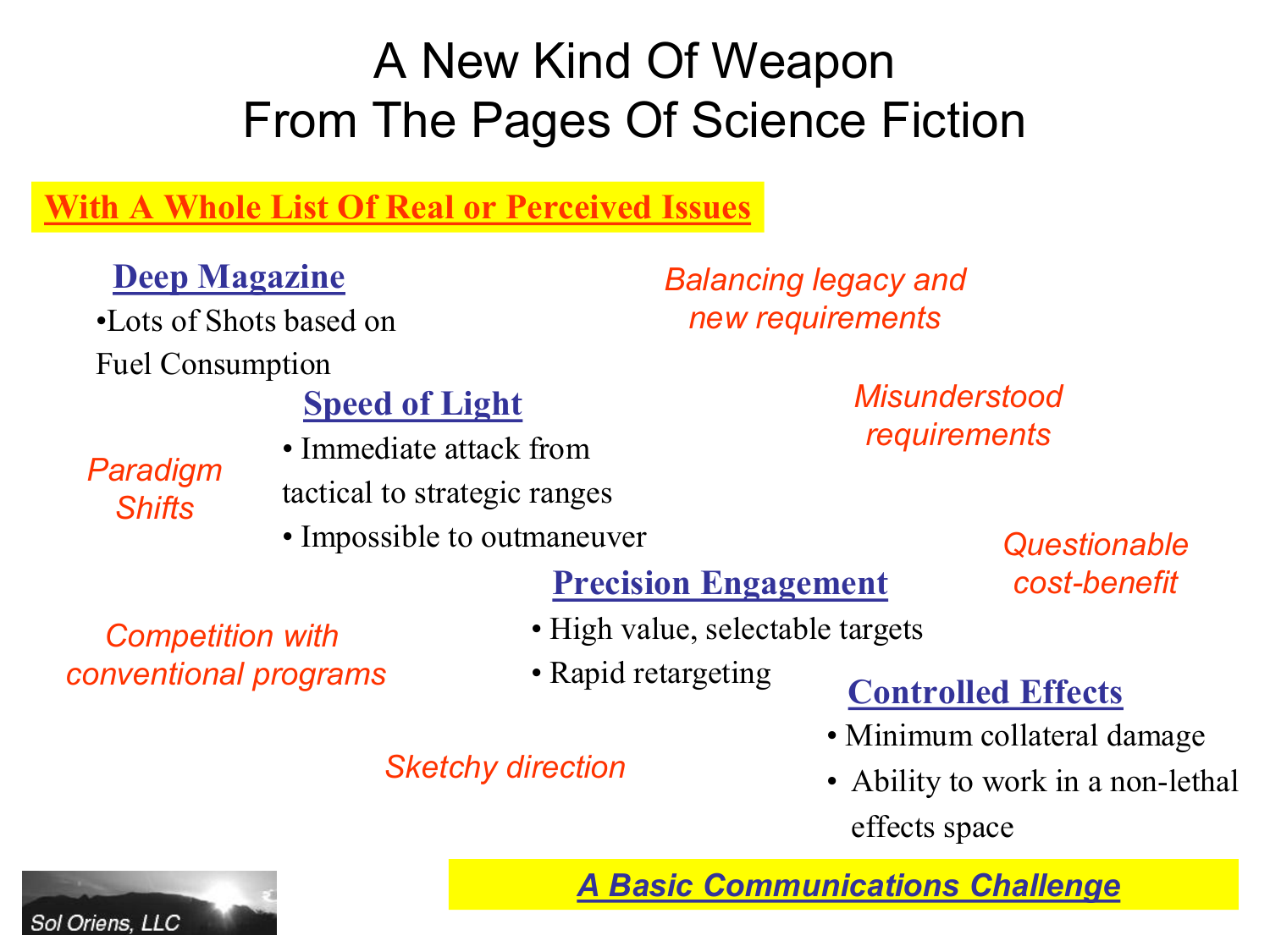# A New Kind Of Weapon From The Pages Of Science Fiction

**With A Whole List Of Real or Perceived Issues**

### Deep Magazine

- Lots of Shots based on Fuel Consumption

### Speed of Light

- Immediate attack from tactical to strategic ranges
- Impossible to outmaneuver

### Precision Engagement

- High value, selectable targets
- Rapid retargeting

### Controlled Effects

- Minimum collateral damage
- Ability to work in a non-lethal effects space

*Balancing legacy and new requirements*

*Misunderstood requirements*

*Paradigm Shifts*

*Questionable cost-benefit*

*Competition with conventional programs*

*Sketchy direction*

***A Basic Communications Challenge***

Sol Oriens, LLC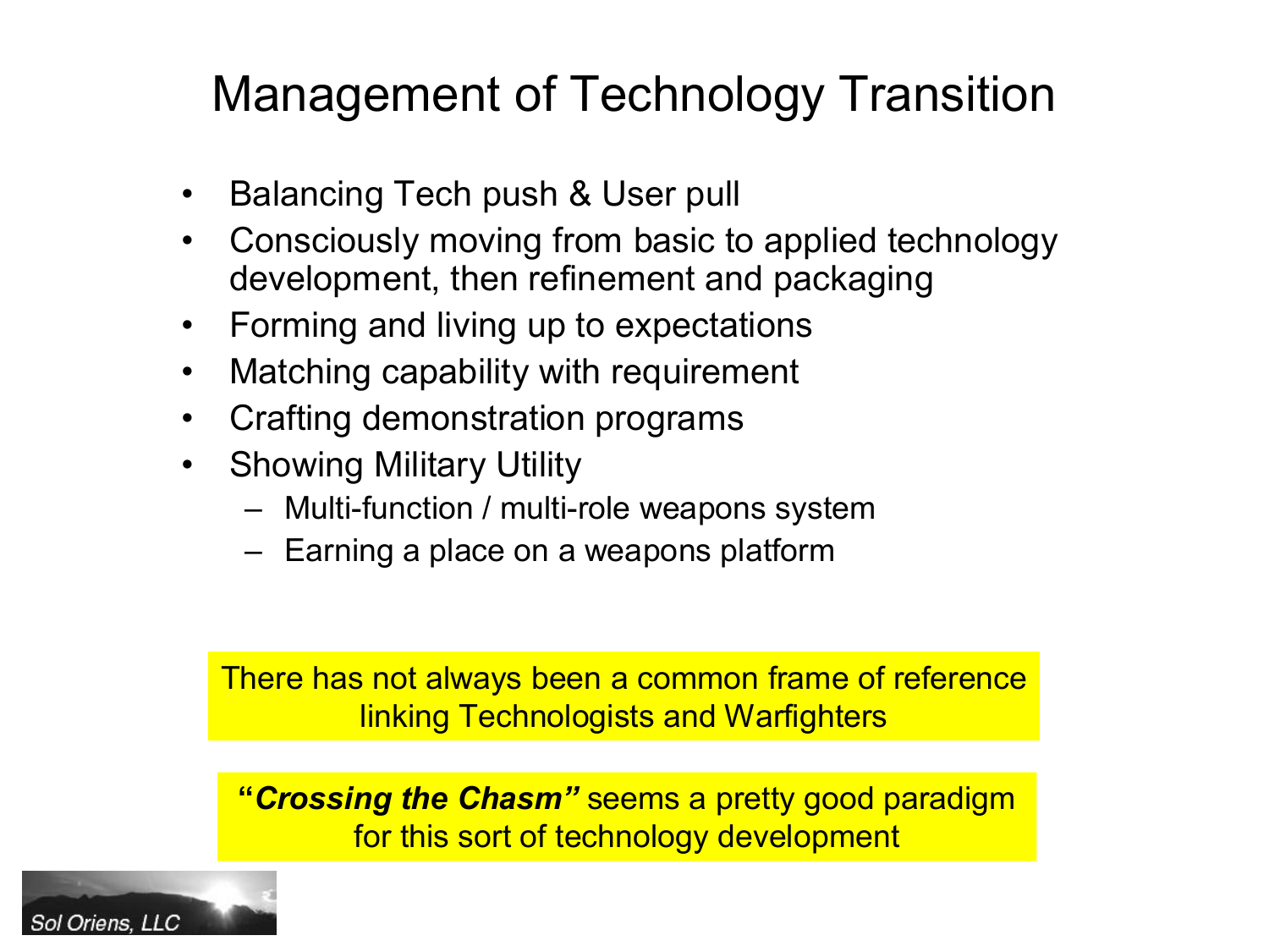# Management of Technology Transition

- Balancing Tech push & User pull
- Consciously moving from basic to applied technology development, then refinement and packaging
- Forming and living up to expectations
- Matching capability with requirement
- Crafting demonstration programs
- Showing Military Utility
  - Multi-function / multi-role weapons system
  - Earning a place on a weapons platform

There has not always been a common frame of reference linking Technologists and Warfighters

**"*Crossing the Chasm*"** seems a pretty good paradigm for this sort of technology development

Sol Oriens, LLC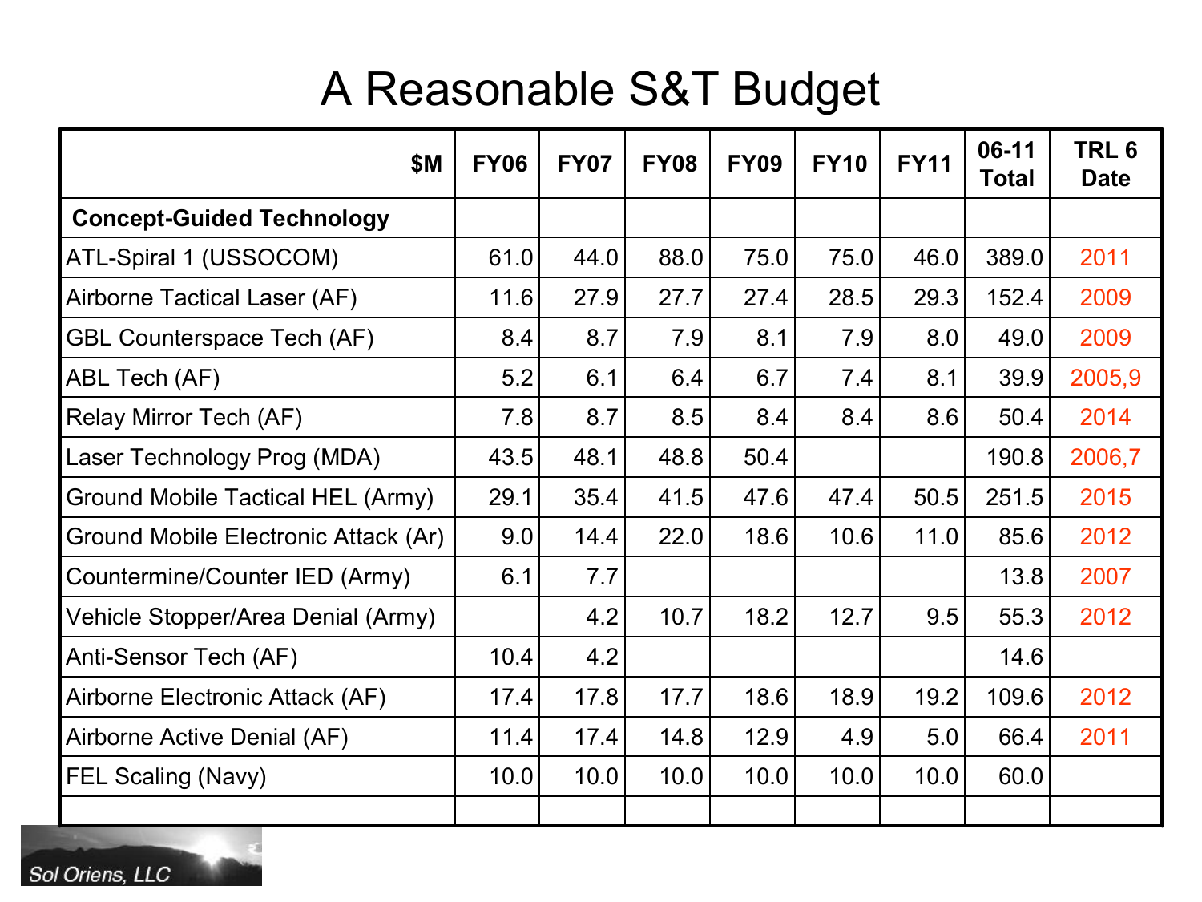# A Reasonable S&T Budget

| $M | FY06 | FY07 | FY08 | FY09 | FY10 | FY11 | 06-11 Total | TRL 6 Date |
|---|---|---|---|---|---|---|---|---|
| **Concept-Guided Technology** | | | | | | | | |
| ATL-Spiral 1 (USSOCOM) | 61.0 | 44.0 | 88.0 | 75.0 | 75.0 | 46.0 | 389.0 | 2011 |
| Airborne Tactical Laser (AF) | 11.6 | 27.9 | 27.7 | 27.4 | 28.5 | 29.3 | 152.4 | 2009 |
| GBL Counterspace Tech (AF) | 8.4 | 8.7 | 7.9 | 8.1 | 7.9 | 8.0 | 49.0 | 2009 |
| ABL Tech (AF) | 5.2 | 6.1 | 6.4 | 6.7 | 7.4 | 8.1 | 39.9 | 2005,9 |
| Relay Mirror Tech (AF) | 7.8 | 8.7 | 8.5 | 8.4 | 8.4 | 8.6 | 50.4 | 2014 |
| Laser Technology Prog (MDA) | 43.5 | 48.1 | 48.8 | 50.4 | | | 190.8 | 2006,7 |
| Ground Mobile Tactical HEL (Army) | 29.1 | 35.4 | 41.5 | 47.6 | 47.4 | 50.5 | 251.5 | 2015 |
| Ground Mobile Electronic Attack (Ar) | 9.0 | 14.4 | 22.0 | 18.6 | 10.6 | 11.0 | 85.6 | 2012 |
| Countermine/Counter IED (Army) | 6.1 | 7.7 | | | | | 13.8 | 2007 |
| Vehicle Stopper/Area Denial (Army) | | 4.2 | 10.7 | 18.2 | 12.7 | 9.5 | 55.3 | 2012 |
| Anti-Sensor Tech (AF) | 10.4 | 4.2 | | | | | 14.6 | |
| Airborne Electronic Attack (AF) | 17.4 | 17.8 | 17.7 | 18.6 | 18.9 | 19.2 | 109.6 | 2012 |
| Airborne Active Denial (AF) | 11.4 | 17.4 | 14.8 | 12.9 | 4.9 | 5.0 | 66.4 | 2011 |
| FEL Scaling (Navy) | 10.0 | 10.0 | 10.0 | 10.0 | 10.0 | 10.0 | 60.0 | |
| | | | | | | | | |

Sol Oriens, LLC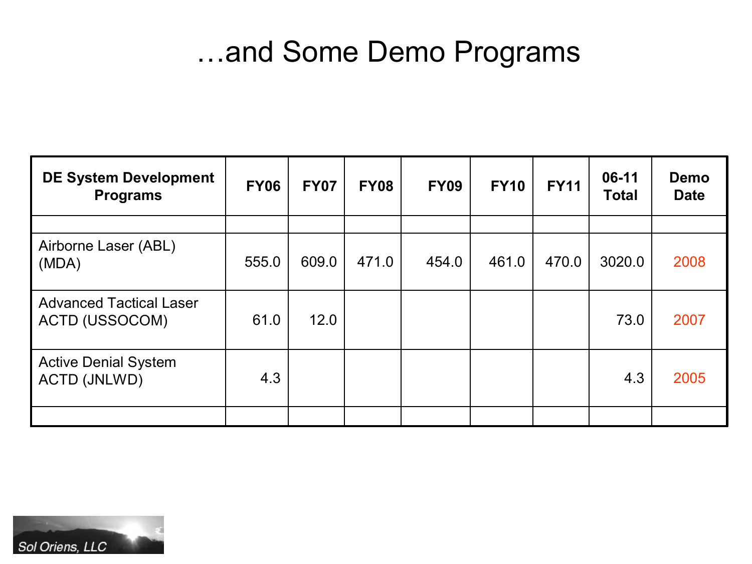# …and Some Demo Programs

| DE System Development Programs | FY06 | FY07 | FY08 | FY09 | FY10 | FY11 | 06-11 Total | Demo Date |
|---|---|---|---|---|---|---|---|---|
| | | | | | | | | |
| Airborne Laser (ABL) (MDA) | 555.0 | 609.0 | 471.0 | 454.0 | 461.0 | 470.0 | 3020.0 | 2008 |
| Advanced Tactical Laser ACTD (USSOCOM) | 61.0 | 12.0 | | | | | 73.0 | 2007 |
| Active Denial System ACTD (JNLWD) | 4.3 | | | | | | 4.3 | 2005 |
| | | | | | | | | |

Sol Oriens, LLC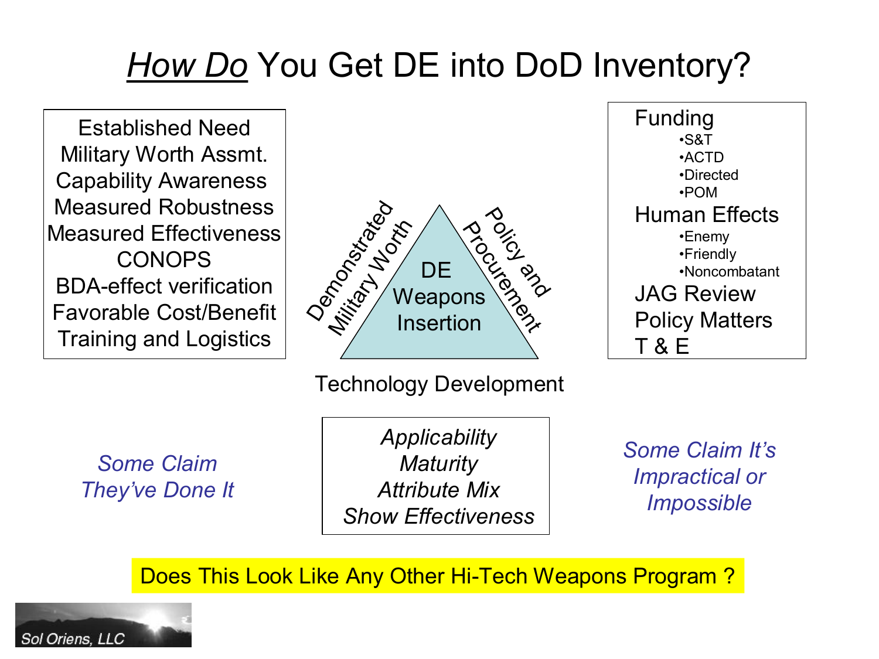# *How Do* You Get DE into DoD Inventory?

Established Need
Military Worth Assmt.
Capability Awareness
Measured Robustness
Measured Effectiveness
CONOPS
BDA-effect verification
Favorable Cost/Benefit
Training and Logistics

Demonstrated Military Worth

DE Weapons Insertion

Policy and Procurement

Technology Development

Funding

- S&T
- ACTD
- Directed
- POM

Human Effects

- Enemy
- Friendly
- Noncombatant

JAG Review
Policy Matters
T & E

*Some Claim They've Done It*

*Applicability*
*Maturity*
*Attribute Mix*
*Show Effectiveness*

*Some Claim It's Impractical or Impossible*

Does This Look Like Any Other Hi-Tech Weapons Program ?

Sol Oriens, LLC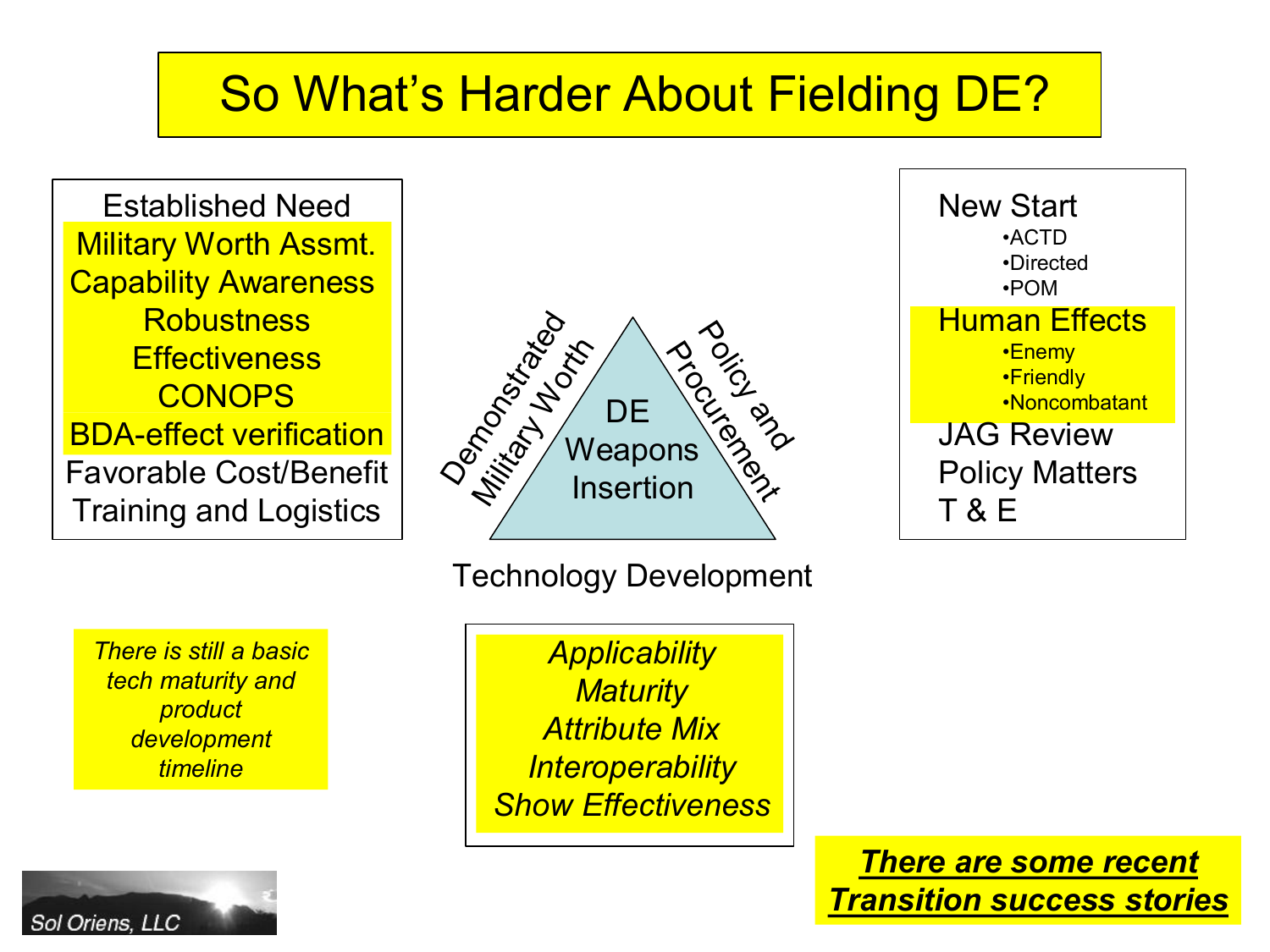# So What's Harder About Fielding DE?

Established Need
- Military Worth Assmt.
- Capability Awareness
- Robustness
- Effectiveness
- CONOPS
- BDA-effect verification

Favorable Cost/Benefit

Training and Logistics

Demonstrated Military Worth

Policy and Procurement

DE Weapons Insertion

Technology Development

New Start
- ACTD
- Directed
- POM

Human Effects
- Enemy
- Friendly
- Noncombatant

JAG Review

Policy Matters

T & E

*There is still a basic tech maturity and product development timeline*

*Applicability*
*Maturity*
*Attribute Mix*
*Interoperability*
*Show Effectiveness*

***There are some recent Transition success stories***

Sol Oriens, LLC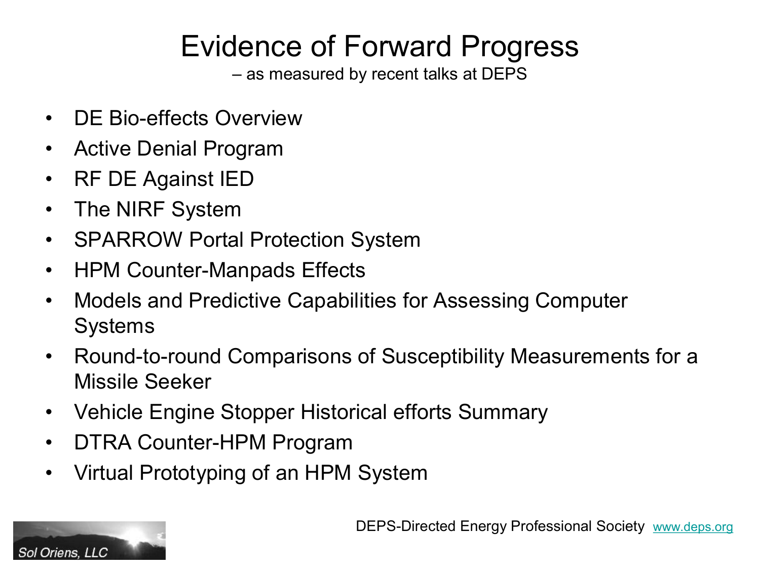# Evidence of Forward Progress

– as measured by recent talks at DEPS

- DE Bio-effects Overview
- Active Denial Program
- RF DE Against IED
- The NIRF System
- SPARROW Portal Protection System
- HPM Counter-Manpads Effects
- Models and Predictive Capabilities for Assessing Computer Systems
- Round-to-round Comparisons of Susceptibility Measurements for a Missile Seeker
- Vehicle Engine Stopper Historical efforts Summary
- DTRA Counter-HPM Program
- Virtual Prototyping of an HPM System

Sol Oriens, LLC

DEPS-Directed Energy Professional Society www.deps.org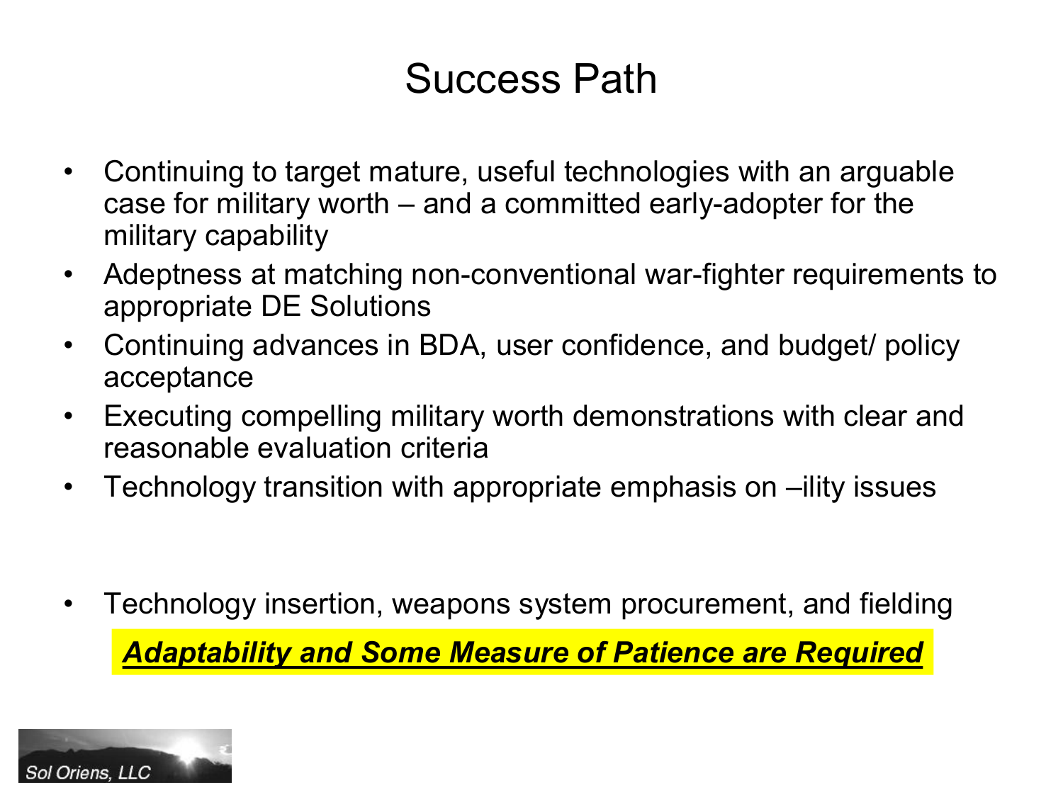# Success Path

- Continuing to target mature, useful technologies with an arguable case for military worth – and a committed early-adopter for the military capability
- Adeptness at matching non-conventional war-fighter requirements to appropriate DE Solutions
- Continuing advances in BDA, user confidence, and budget/ policy acceptance
- Executing compelling military worth demonstrations with clear and reasonable evaluation criteria
- Technology transition with appropriate emphasis on –ility issues

- Technology insertion, weapons system procurement, and fielding

***Adaptability and Some Measure of Patience are Required***

Sol Oriens, LLC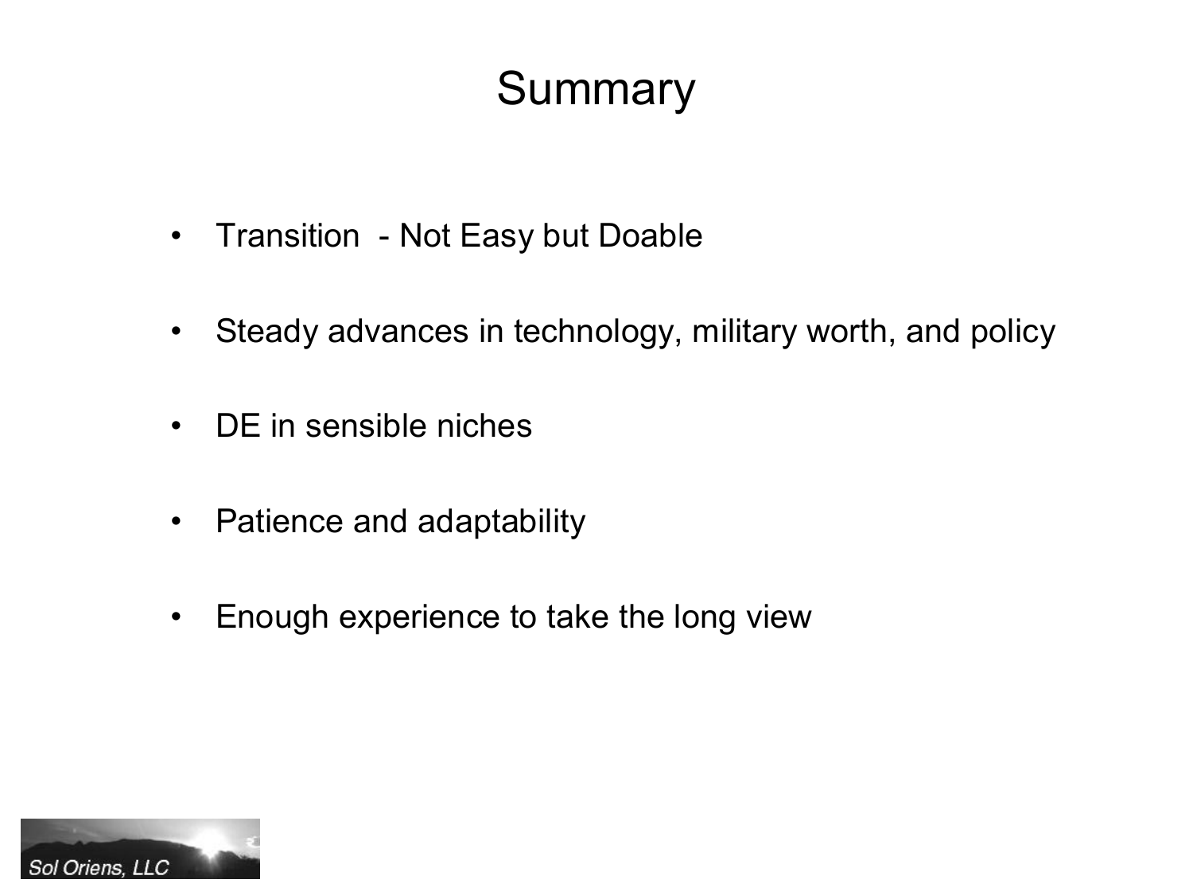# Summary

- Transition - Not Easy but Doable
- Steady advances in technology, military worth, and policy
- DE in sensible niches
- Patience and adaptability
- Enough experience to take the long view